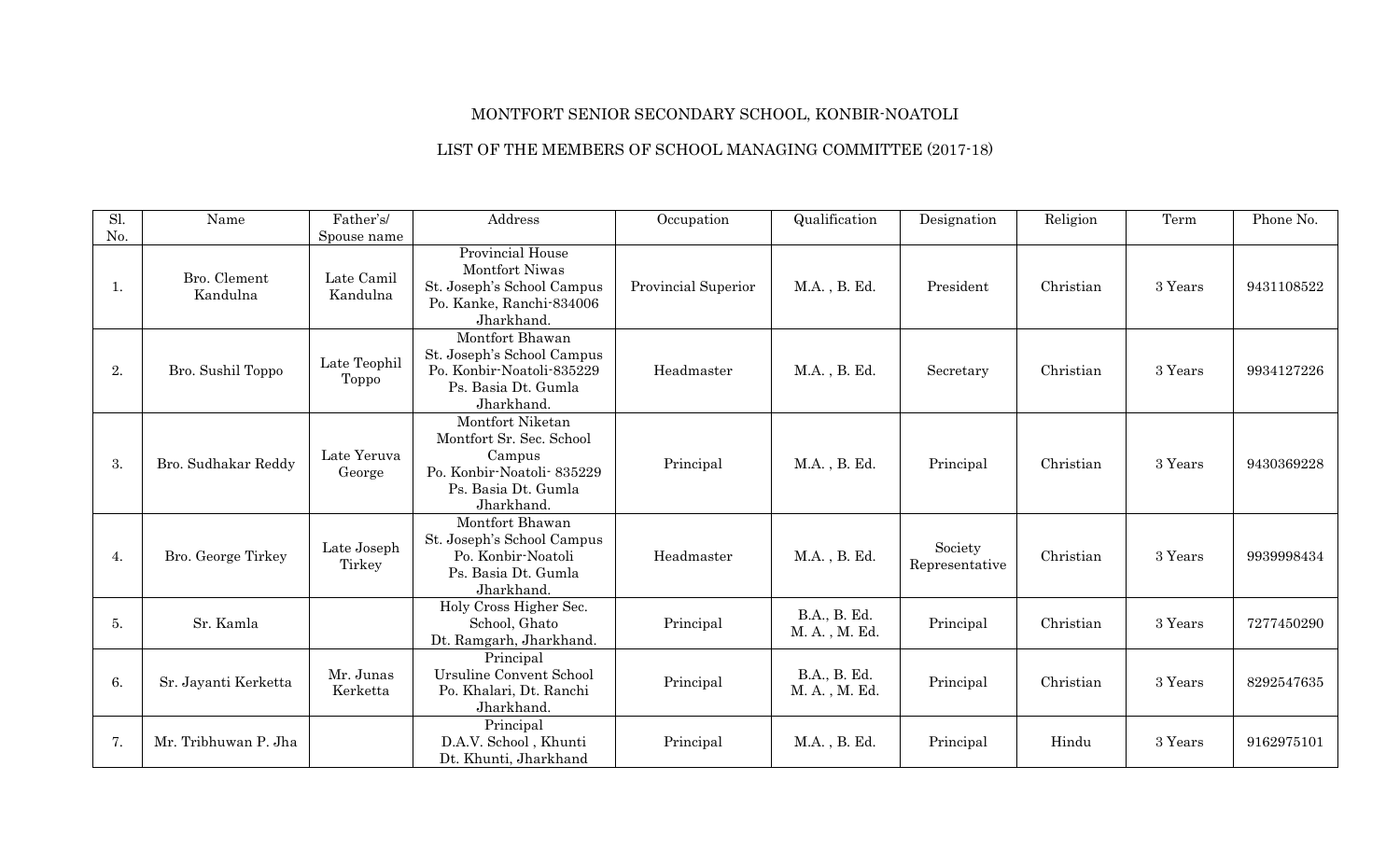MONTFORT SENIOR SECONDARY SCHOOL, KONBIR-NOATOLI

LIST OF THE MEMBERS OF SCHOOL MANAGING COMMITTEE (2017-18)

| Sl. No. | Name | Father's/ Spouse name | Address | Occupation | Qualification | Designation | Religion | Term | Phone No. |
|---|---|---|---|---|---|---|---|---|---|
| 1. | Bro. Clement Kandulna | Late Camil Kandulna | Provincial House Montfort Niwas St. Joseph's School Campus Po. Kanke, Ranchi-834006 Jharkhand. | Provincial Superior | M.A. , B. Ed. | President | Christian | 3 Years | 9431108522 |
| 2. | Bro. Sushil Toppo | Late Teophil Toppo | Montfort Bhawan St. Joseph's School Campus Po. Konbir-Noatoli-835229 Ps. Basia Dt. Gumla Jharkhand. | Headmaster | M.A. , B. Ed. | Secretary | Christian | 3 Years | 9934127226 |
| 3. | Bro. Sudhakar Reddy | Late Yeruva George | Montfort Niketan Montfort Sr. Sec. School Campus Po. Konbir-Noatoli- 835229 Ps. Basia Dt. Gumla Jharkhand. | Principal | M.A. , B. Ed. | Principal | Christian | 3 Years | 9430369228 |
| 4. | Bro. George Tirkey | Late Joseph Tirkey | Montfort Bhawan St. Joseph's School Campus Po. Konbir-Noatoli Ps. Basia Dt. Gumla Jharkhand. | Headmaster | M.A. , B. Ed. | Society Representative | Christian | 3 Years | 9939998434 |
| 5. | Sr. Kamla | | Holy Cross Higher Sec. School, Ghato Dt. Ramgarh, Jharkhand. | Principal | B.A., B. Ed. M. A. , M. Ed. | Principal | Christian | 3 Years | 7277450290 |
| 6. | Sr. Jayanti Kerketta | Mr. Junas Kerketta | Principal Ursuline Convent School Po. Khalari, Dt. Ranchi Jharkhand. | Principal | B.A., B. Ed. M. A. , M. Ed. | Principal | Christian | 3 Years | 8292547635 |
| 7. | Mr. Tribhuwan P. Jha | | Principal D.A.V. School , Khunti Dt. Khunti, Jharkhand | Principal | M.A. , B. Ed. | Principal | Hindu | 3 Years | 9162975101 |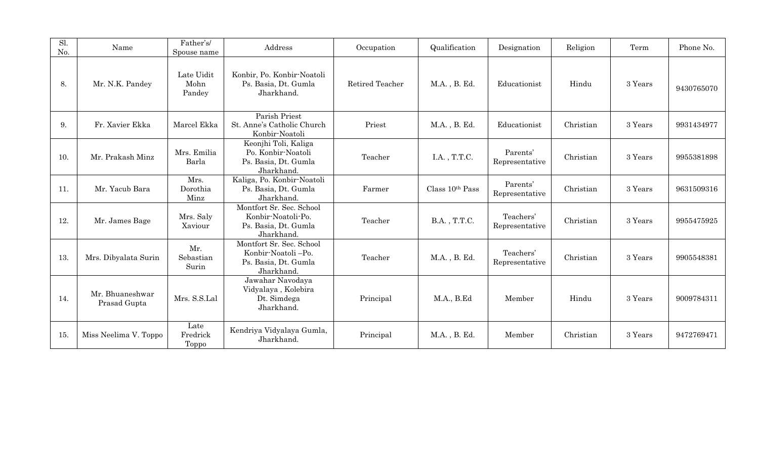| Sl. No. | Name | Father's/ Spouse name | Address | Occupation | Qualification | Designation | Religion | Term | Phone No. |
|---|---|---|---|---|---|---|---|---|---|
| 8. | Mr. N.K. Pandey | Late Uidit Mohn Pandey | Konbir, Po. Konbir-Noatoli Ps. Basia, Dt. Gumla Jharkhand. | Retired Teacher | M.A. , B. Ed. | Educationist | Hindu | 3 Years | 9430765070 |
| 9. | Fr. Xavier Ekka | Marcel Ekka | Parish Priest St. Anne's Catholic Church Konbir-Noatoli | Priest | M.A. , B. Ed. | Educationist | Christian | 3 Years | 9931434977 |
| 10. | Mr. Prakash Minz | Mrs. Emilia Barla | Keonjhi Toli, Kaliga Po. Konbir-Noatoli Ps. Basia, Dt. Gumla Jharkhand. | Teacher | I.A. , T.T.C. | Parents' Representative | Christian | 3 Years | 9955381898 |
| 11. | Mr. Yacub Bara | Mrs. Dorothia Minz | Kaliga, Po. Konbir-Noatoli Ps. Basia, Dt. Gumla Jharkhand. | Farmer | Class 10th Pass | Parents' Representative | Christian | 3 Years | 9631509316 |
| 12. | Mr. James Bage | Mrs. Saly Xaviour | Montfort Sr. Sec. School Konbir-Noatoli-Po. Ps. Basia, Dt. Gumla Jharkhand. | Teacher | B.A. , T.T.C. | Teachers' Representative | Christian | 3 Years | 9955475925 |
| 13. | Mrs. Dibyalata Surin | Mr. Sebastian Surin | Montfort Sr. Sec. School Konbir-Noatoli –Po. Ps. Basia, Dt. Gumla Jharkhand. | Teacher | M.A. , B. Ed. | Teachers' Representative | Christian | 3 Years | 9905548381 |
| 14. | Mr. Bhuaneshwar Prasad Gupta | Mrs. S.S.Lal | Jawahar Navodaya Vidyalaya , Kolebira Dt. Simdega Jharkhand. | Principal | M.A., B.Ed | Member | Hindu | 3 Years | 9009784311 |
| 15. | Miss Neelima V. Toppo | Late Fredrick Toppo | Kendriya Vidyalaya Gumla, Jharkhand. | Principal | M.A. , B. Ed. | Member | Christian | 3 Years | 9472769471 |